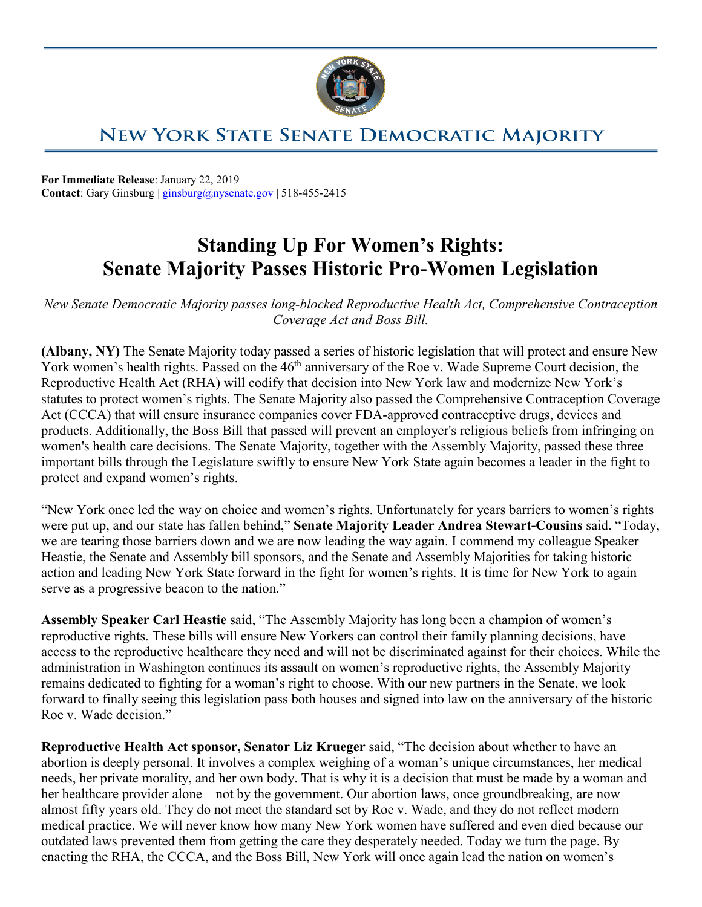# New York State Senate Democratic Majority

**For Immediate Release**: January 22, 2019
**Contact**: Gary Ginsburg | ginsburg@nysenate.gov | 518-455-2415

# Standing Up For Women's Rights: Senate Majority Passes Historic Pro-Women Legislation

*New Senate Democratic Majority passes long-blocked Reproductive Health Act, Comprehensive Contraception Coverage Act and Boss Bill.*

**(Albany, NY)** The Senate Majority today passed a series of historic legislation that will protect and ensure New York women's health rights. Passed on the 46th anniversary of the Roe v. Wade Supreme Court decision, the Reproductive Health Act (RHA) will codify that decision into New York law and modernize New York's statutes to protect women's rights. The Senate Majority also passed the Comprehensive Contraception Coverage Act (CCCA) that will ensure insurance companies cover FDA-approved contraceptive drugs, devices and products. Additionally, the Boss Bill that passed will prevent an employer's religious beliefs from infringing on women's health care decisions. The Senate Majority, together with the Assembly Majority, passed these three important bills through the Legislature swiftly to ensure New York State again becomes a leader in the fight to protect and expand women's rights.

"New York once led the way on choice and women's rights. Unfortunately for years barriers to women's rights were put up, and our state has fallen behind," **Senate Majority Leader Andrea Stewart-Cousins** said. "Today, we are tearing those barriers down and we are now leading the way again. I commend my colleague Speaker Heastie, the Senate and Assembly bill sponsors, and the Senate and Assembly Majorities for taking historic action and leading New York State forward in the fight for women's rights. It is time for New York to again serve as a progressive beacon to the nation."

**Assembly Speaker Carl Heastie** said, "The Assembly Majority has long been a champion of women's reproductive rights. These bills will ensure New Yorkers can control their family planning decisions, have access to the reproductive healthcare they need and will not be discriminated against for their choices. While the administration in Washington continues its assault on women's reproductive rights, the Assembly Majority remains dedicated to fighting for a woman's right to choose. With our new partners in the Senate, we look forward to finally seeing this legislation pass both houses and signed into law on the anniversary of the historic Roe v. Wade decision."

**Reproductive Health Act sponsor, Senator Liz Krueger** said, "The decision about whether to have an abortion is deeply personal. It involves a complex weighing of a woman's unique circumstances, her medical needs, her private morality, and her own body. That is why it is a decision that must be made by a woman and her healthcare provider alone – not by the government. Our abortion laws, once groundbreaking, are now almost fifty years old. They do not meet the standard set by Roe v. Wade, and they do not reflect modern medical practice. We will never know how many New York women have suffered and even died because our outdated laws prevented them from getting the care they desperately needed. Today we turn the page. By enacting the RHA, the CCCA, and the Boss Bill, New York will once again lead the nation on women's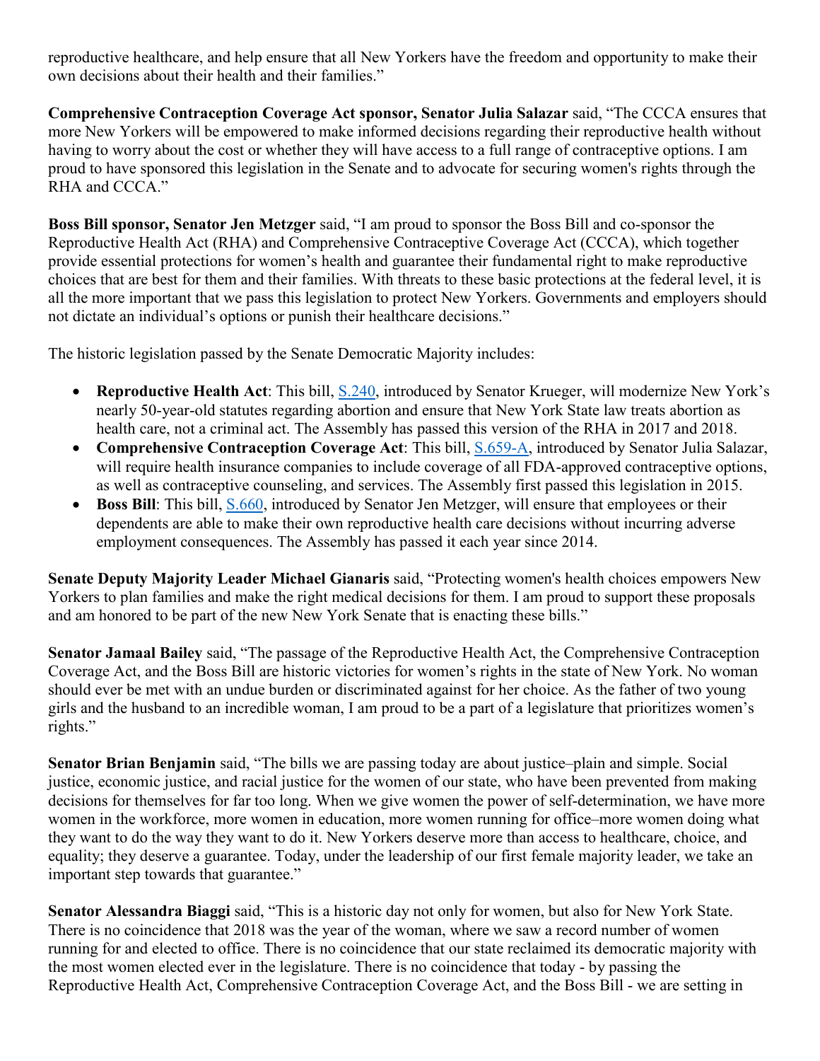reproductive healthcare, and help ensure that all New Yorkers have the freedom and opportunity to make their own decisions about their health and their families."

**Comprehensive Contraception Coverage Act sponsor, Senator Julia Salazar** said, "The CCCA ensures that more New Yorkers will be empowered to make informed decisions regarding their reproductive health without having to worry about the cost or whether they will have access to a full range of contraceptive options. I am proud to have sponsored this legislation in the Senate and to advocate for securing women's rights through the RHA and CCCA."

**Boss Bill sponsor, Senator Jen Metzger** said, "I am proud to sponsor the Boss Bill and co-sponsor the Reproductive Health Act (RHA) and Comprehensive Contraceptive Coverage Act (CCCA), which together provide essential protections for women's health and guarantee their fundamental right to make reproductive choices that are best for them and their families. With threats to these basic protections at the federal level, it is all the more important that we pass this legislation to protect New Yorkers. Governments and employers should not dictate an individual's options or punish their healthcare decisions."

The historic legislation passed by the Senate Democratic Majority includes:

- **Reproductive Health Act**: This bill, S.240, introduced by Senator Krueger, will modernize New York's nearly 50-year-old statutes regarding abortion and ensure that New York State law treats abortion as health care, not a criminal act. The Assembly has passed this version of the RHA in 2017 and 2018.
- **Comprehensive Contraception Coverage Act**: This bill, S.659-A, introduced by Senator Julia Salazar, will require health insurance companies to include coverage of all FDA-approved contraceptive options, as well as contraceptive counseling, and services. The Assembly first passed this legislation in 2015.
- **Boss Bill**: This bill, S.660, introduced by Senator Jen Metzger, will ensure that employees or their dependents are able to make their own reproductive health care decisions without incurring adverse employment consequences. The Assembly has passed it each year since 2014.

**Senate Deputy Majority Leader Michael Gianaris** said, "Protecting women's health choices empowers New Yorkers to plan families and make the right medical decisions for them. I am proud to support these proposals and am honored to be part of the new New York Senate that is enacting these bills."

**Senator Jamaal Bailey** said, "The passage of the Reproductive Health Act, the Comprehensive Contraception Coverage Act, and the Boss Bill are historic victories for women's rights in the state of New York. No woman should ever be met with an undue burden or discriminated against for her choice. As the father of two young girls and the husband to an incredible woman, I am proud to be a part of a legislature that prioritizes women's rights."

**Senator Brian Benjamin** said, "The bills we are passing today are about justice–plain and simple. Social justice, economic justice, and racial justice for the women of our state, who have been prevented from making decisions for themselves for far too long. When we give women the power of self-determination, we have more women in the workforce, more women in education, more women running for office–more women doing what they want to do the way they want to do it. New Yorkers deserve more than access to healthcare, choice, and equality; they deserve a guarantee. Today, under the leadership of our first female majority leader, we take an important step towards that guarantee."

**Senator Alessandra Biaggi** said, "This is a historic day not only for women, but also for New York State. There is no coincidence that 2018 was the year of the woman, where we saw a record number of women running for and elected to office. There is no coincidence that our state reclaimed its democratic majority with the most women elected ever in the legislature. There is no coincidence that today - by passing the Reproductive Health Act, Comprehensive Contraception Coverage Act, and the Boss Bill - we are setting in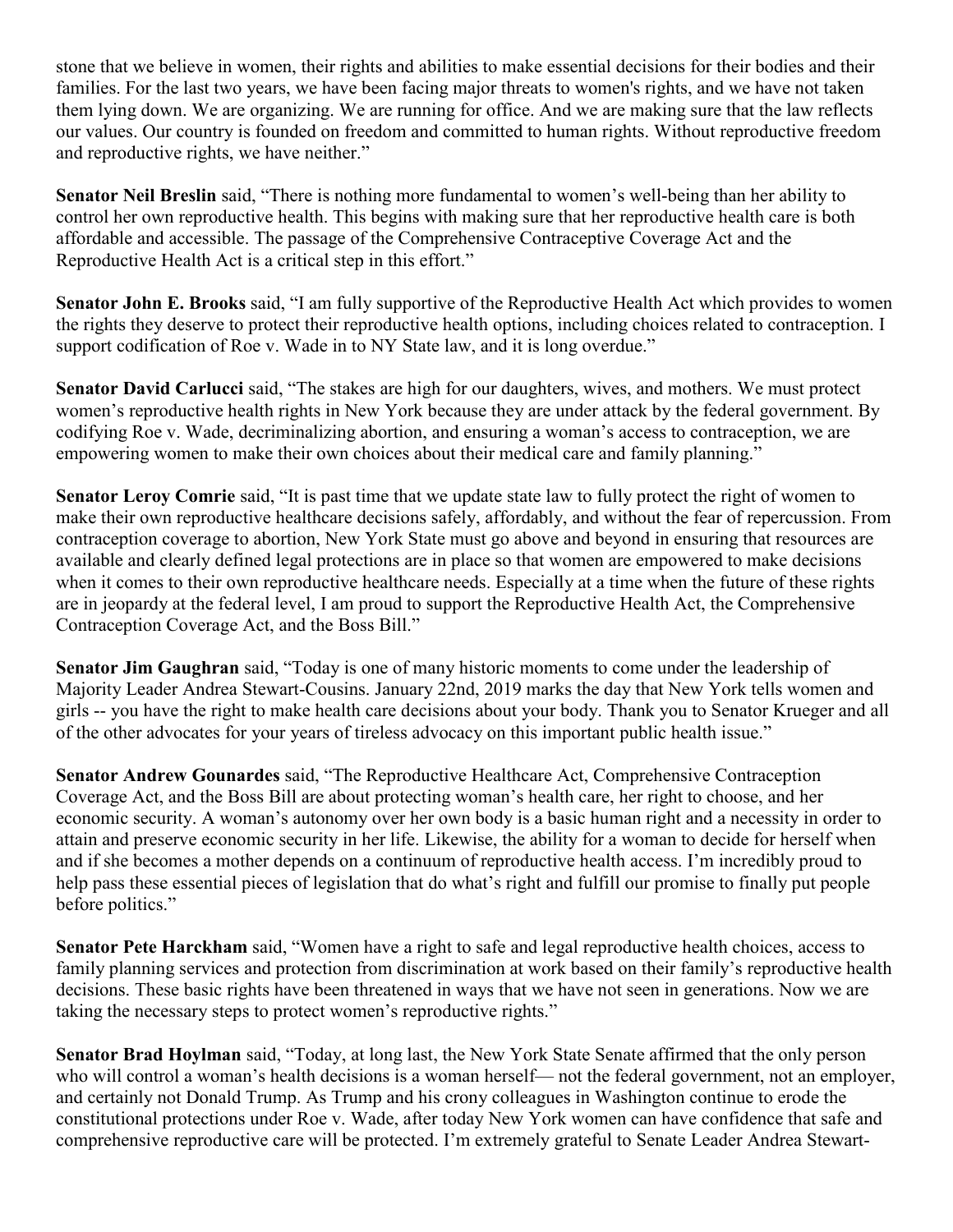stone that we believe in women, their rights and abilities to make essential decisions for their bodies and their families. For the last two years, we have been facing major threats to women's rights, and we have not taken them lying down. We are organizing. We are running for office. And we are making sure that the law reflects our values. Our country is founded on freedom and committed to human rights. Without reproductive freedom and reproductive rights, we have neither."

**Senator Neil Breslin** said, "There is nothing more fundamental to women's well-being than her ability to control her own reproductive health. This begins with making sure that her reproductive health care is both affordable and accessible. The passage of the Comprehensive Contraceptive Coverage Act and the Reproductive Health Act is a critical step in this effort."

**Senator John E. Brooks** said, "I am fully supportive of the Reproductive Health Act which provides to women the rights they deserve to protect their reproductive health options, including choices related to contraception. I support codification of Roe v. Wade in to NY State law, and it is long overdue."

**Senator David Carlucci** said, "The stakes are high for our daughters, wives, and mothers. We must protect women's reproductive health rights in New York because they are under attack by the federal government. By codifying Roe v. Wade, decriminalizing abortion, and ensuring a woman's access to contraception, we are empowering women to make their own choices about their medical care and family planning."

**Senator Leroy Comrie** said, "It is past time that we update state law to fully protect the right of women to make their own reproductive healthcare decisions safely, affordably, and without the fear of repercussion. From contraception coverage to abortion, New York State must go above and beyond in ensuring that resources are available and clearly defined legal protections are in place so that women are empowered to make decisions when it comes to their own reproductive healthcare needs. Especially at a time when the future of these rights are in jeopardy at the federal level, I am proud to support the Reproductive Health Act, the Comprehensive Contraception Coverage Act, and the Boss Bill."

**Senator Jim Gaughran** said, "Today is one of many historic moments to come under the leadership of Majority Leader Andrea Stewart-Cousins. January 22nd, 2019 marks the day that New York tells women and girls -- you have the right to make health care decisions about your body. Thank you to Senator Krueger and all of the other advocates for your years of tireless advocacy on this important public health issue."

**Senator Andrew Gounardes** said, "The Reproductive Healthcare Act, Comprehensive Contraception Coverage Act, and the Boss Bill are about protecting woman's health care, her right to choose, and her economic security. A woman's autonomy over her own body is a basic human right and a necessity in order to attain and preserve economic security in her life. Likewise, the ability for a woman to decide for herself when and if she becomes a mother depends on a continuum of reproductive health access. I'm incredibly proud to help pass these essential pieces of legislation that do what's right and fulfill our promise to finally put people before politics."

**Senator Pete Harckham** said, "Women have a right to safe and legal reproductive health choices, access to family planning services and protection from discrimination at work based on their family's reproductive health decisions. These basic rights have been threatened in ways that we have not seen in generations. Now we are taking the necessary steps to protect women's reproductive rights."

**Senator Brad Hoylman** said, "Today, at long last, the New York State Senate affirmed that the only person who will control a woman's health decisions is a woman herself— not the federal government, not an employer, and certainly not Donald Trump. As Trump and his crony colleagues in Washington continue to erode the constitutional protections under Roe v. Wade, after today New York women can have confidence that safe and comprehensive reproductive care will be protected. I'm extremely grateful to Senate Leader Andrea Stewart-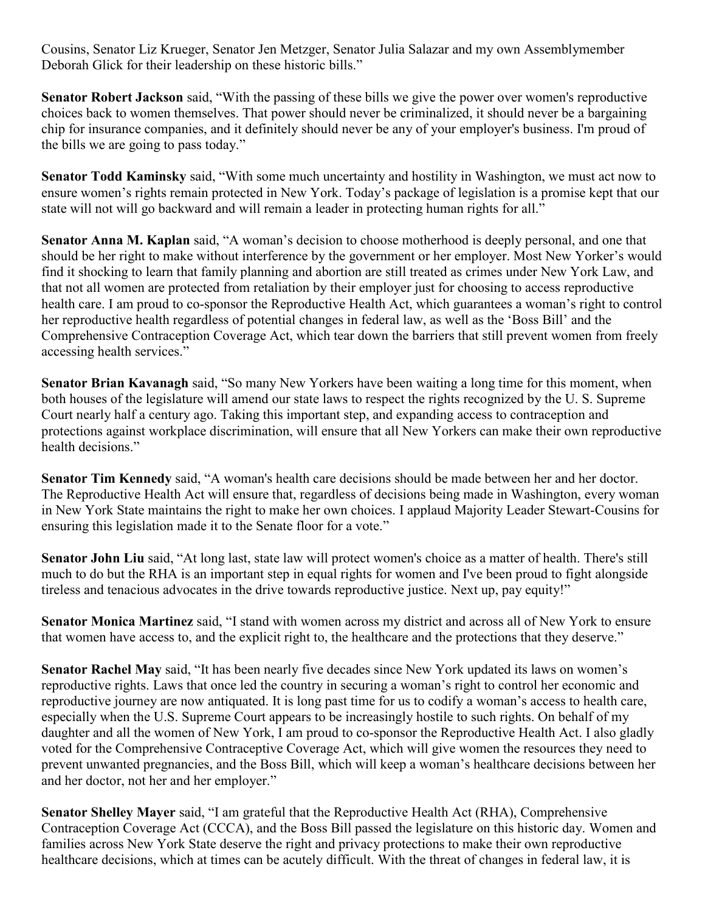Cousins, Senator Liz Krueger, Senator Jen Metzger, Senator Julia Salazar and my own Assemblymember Deborah Glick for their leadership on these historic bills."

**Senator Robert Jackson** said, "With the passing of these bills we give the power over women's reproductive choices back to women themselves. That power should never be criminalized, it should never be a bargaining chip for insurance companies, and it definitely should never be any of your employer's business. I'm proud of the bills we are going to pass today."

**Senator Todd Kaminsky** said, "With some much uncertainty and hostility in Washington, we must act now to ensure women's rights remain protected in New York. Today's package of legislation is a promise kept that our state will not will go backward and will remain a leader in protecting human rights for all."

**Senator Anna M. Kaplan** said, "A woman's decision to choose motherhood is deeply personal, and one that should be her right to make without interference by the government or her employer. Most New Yorker's would find it shocking to learn that family planning and abortion are still treated as crimes under New York Law, and that not all women are protected from retaliation by their employer just for choosing to access reproductive health care. I am proud to co-sponsor the Reproductive Health Act, which guarantees a woman's right to control her reproductive health regardless of potential changes in federal law, as well as the 'Boss Bill' and the Comprehensive Contraception Coverage Act, which tear down the barriers that still prevent women from freely accessing health services."

**Senator Brian Kavanagh** said, "So many New Yorkers have been waiting a long time for this moment, when both houses of the legislature will amend our state laws to respect the rights recognized by the U. S. Supreme Court nearly half a century ago. Taking this important step, and expanding access to contraception and protections against workplace discrimination, will ensure that all New Yorkers can make their own reproductive health decisions."

**Senator Tim Kennedy** said, "A woman's health care decisions should be made between her and her doctor. The Reproductive Health Act will ensure that, regardless of decisions being made in Washington, every woman in New York State maintains the right to make her own choices. I applaud Majority Leader Stewart-Cousins for ensuring this legislation made it to the Senate floor for a vote."

**Senator John Liu** said, "At long last, state law will protect women's choice as a matter of health. There's still much to do but the RHA is an important step in equal rights for women and I've been proud to fight alongside tireless and tenacious advocates in the drive towards reproductive justice. Next up, pay equity!"

**Senator Monica Martinez** said, "I stand with women across my district and across all of New York to ensure that women have access to, and the explicit right to, the healthcare and the protections that they deserve."

**Senator Rachel May** said, "It has been nearly five decades since New York updated its laws on women's reproductive rights. Laws that once led the country in securing a woman's right to control her economic and reproductive journey are now antiquated. It is long past time for us to codify a woman's access to health care, especially when the U.S. Supreme Court appears to be increasingly hostile to such rights. On behalf of my daughter and all the women of New York, I am proud to co-sponsor the Reproductive Health Act. I also gladly voted for the Comprehensive Contraceptive Coverage Act, which will give women the resources they need to prevent unwanted pregnancies, and the Boss Bill, which will keep a woman's healthcare decisions between her and her doctor, not her and her employer."

**Senator Shelley Mayer** said, "I am grateful that the Reproductive Health Act (RHA), Comprehensive Contraception Coverage Act (CCCA), and the Boss Bill passed the legislature on this historic day. Women and families across New York State deserve the right and privacy protections to make their own reproductive healthcare decisions, which at times can be acutely difficult. With the threat of changes in federal law, it is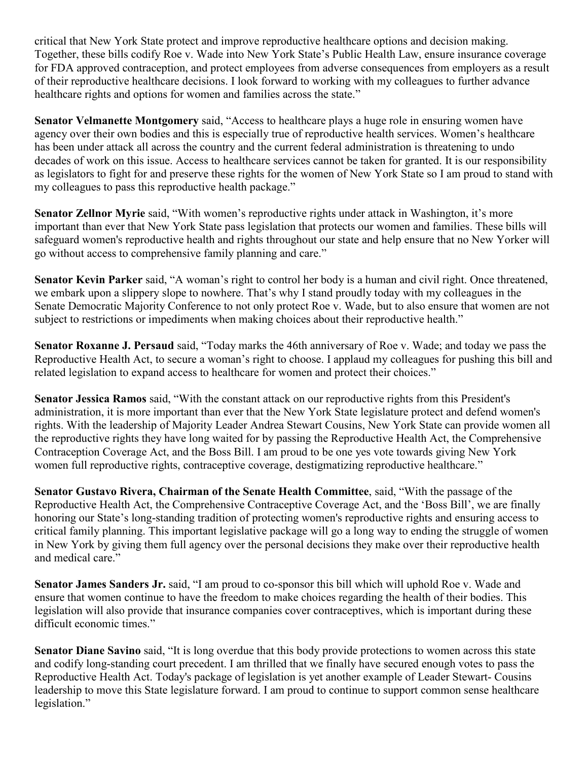critical that New York State protect and improve reproductive healthcare options and decision making. Together, these bills codify Roe v. Wade into New York State's Public Health Law, ensure insurance coverage for FDA approved contraception, and protect employees from adverse consequences from employers as a result of their reproductive healthcare decisions. I look forward to working with my colleagues to further advance healthcare rights and options for women and families across the state."

**Senator Velmanette Montgomery** said, "Access to healthcare plays a huge role in ensuring women have agency over their own bodies and this is especially true of reproductive health services. Women's healthcare has been under attack all across the country and the current federal administration is threatening to undo decades of work on this issue. Access to healthcare services cannot be taken for granted. It is our responsibility as legislators to fight for and preserve these rights for the women of New York State so I am proud to stand with my colleagues to pass this reproductive health package."

**Senator Zellnor Myrie** said, "With women's reproductive rights under attack in Washington, it's more important than ever that New York State pass legislation that protects our women and families. These bills will safeguard women's reproductive health and rights throughout our state and help ensure that no New Yorker will go without access to comprehensive family planning and care."

**Senator Kevin Parker** said, "A woman's right to control her body is a human and civil right. Once threatened, we embark upon a slippery slope to nowhere. That's why I stand proudly today with my colleagues in the Senate Democratic Majority Conference to not only protect Roe v. Wade, but to also ensure that women are not subject to restrictions or impediments when making choices about their reproductive health."

**Senator Roxanne J. Persaud** said, "Today marks the 46th anniversary of Roe v. Wade; and today we pass the Reproductive Health Act, to secure a woman's right to choose. I applaud my colleagues for pushing this bill and related legislation to expand access to healthcare for women and protect their choices."

**Senator Jessica Ramos** said, "With the constant attack on our reproductive rights from this President's administration, it is more important than ever that the New York State legislature protect and defend women's rights. With the leadership of Majority Leader Andrea Stewart Cousins, New York State can provide women all the reproductive rights they have long waited for by passing the Reproductive Health Act, the Comprehensive Contraception Coverage Act, and the Boss Bill. I am proud to be one yes vote towards giving New York women full reproductive rights, contraceptive coverage, destigmatizing reproductive healthcare."

**Senator Gustavo Rivera, Chairman of the Senate Health Committee**, said, "With the passage of the Reproductive Health Act, the Comprehensive Contraceptive Coverage Act, and the 'Boss Bill', we are finally honoring our State's long-standing tradition of protecting women's reproductive rights and ensuring access to critical family planning. This important legislative package will go a long way to ending the struggle of women in New York by giving them full agency over the personal decisions they make over their reproductive health and medical care."

**Senator James Sanders Jr.** said, "I am proud to co-sponsor this bill which will uphold Roe v. Wade and ensure that women continue to have the freedom to make choices regarding the health of their bodies. This legislation will also provide that insurance companies cover contraceptives, which is important during these difficult economic times."

**Senator Diane Savino** said, "It is long overdue that this body provide protections to women across this state and codify long-standing court precedent. I am thrilled that we finally have secured enough votes to pass the Reproductive Health Act. Today's package of legislation is yet another example of Leader Stewart- Cousins leadership to move this State legislature forward. I am proud to continue to support common sense healthcare legislation."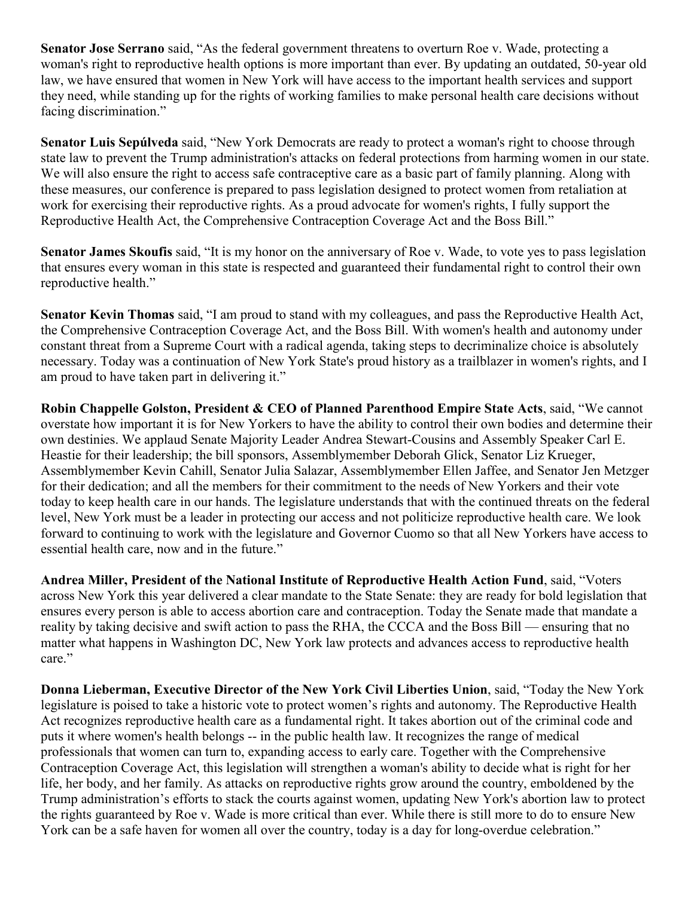**Senator Jose Serrano** said, "As the federal government threatens to overturn Roe v. Wade, protecting a woman's right to reproductive health options is more important than ever. By updating an outdated, 50-year old law, we have ensured that women in New York will have access to the important health services and support they need, while standing up for the rights of working families to make personal health care decisions without facing discrimination."

**Senator Luis Sepúlveda** said, "New York Democrats are ready to protect a woman's right to choose through state law to prevent the Trump administration's attacks on federal protections from harming women in our state. We will also ensure the right to access safe contraceptive care as a basic part of family planning. Along with these measures, our conference is prepared to pass legislation designed to protect women from retaliation at work for exercising their reproductive rights. As a proud advocate for women's rights, I fully support the Reproductive Health Act, the Comprehensive Contraception Coverage Act and the Boss Bill."

**Senator James Skoufis** said, "It is my honor on the anniversary of Roe v. Wade, to vote yes to pass legislation that ensures every woman in this state is respected and guaranteed their fundamental right to control their own reproductive health."

**Senator Kevin Thomas** said, "I am proud to stand with my colleagues, and pass the Reproductive Health Act, the Comprehensive Contraception Coverage Act, and the Boss Bill. With women's health and autonomy under constant threat from a Supreme Court with a radical agenda, taking steps to decriminalize choice is absolutely necessary. Today was a continuation of New York State's proud history as a trailblazer in women's rights, and I am proud to have taken part in delivering it."

**Robin Chappelle Golston, President & CEO of Planned Parenthood Empire State Acts**, said, "We cannot overstate how important it is for New Yorkers to have the ability to control their own bodies and determine their own destinies. We applaud Senate Majority Leader Andrea Stewart-Cousins and Assembly Speaker Carl E. Heastie for their leadership; the bill sponsors, Assemblymember Deborah Glick, Senator Liz Krueger, Assemblymember Kevin Cahill, Senator Julia Salazar, Assemblymember Ellen Jaffee, and Senator Jen Metzger for their dedication; and all the members for their commitment to the needs of New Yorkers and their vote today to keep health care in our hands. The legislature understands that with the continued threats on the federal level, New York must be a leader in protecting our access and not politicize reproductive health care. We look forward to continuing to work with the legislature and Governor Cuomo so that all New Yorkers have access to essential health care, now and in the future."

**Andrea Miller, President of the National Institute of Reproductive Health Action Fund**, said, "Voters across New York this year delivered a clear mandate to the State Senate: they are ready for bold legislation that ensures every person is able to access abortion care and contraception. Today the Senate made that mandate a reality by taking decisive and swift action to pass the RHA, the CCCA and the Boss Bill — ensuring that no matter what happens in Washington DC, New York law protects and advances access to reproductive health care."

**Donna Lieberman, Executive Director of the New York Civil Liberties Union**, said, "Today the New York legislature is poised to take a historic vote to protect women's rights and autonomy. The Reproductive Health Act recognizes reproductive health care as a fundamental right. It takes abortion out of the criminal code and puts it where women's health belongs -- in the public health law. It recognizes the range of medical professionals that women can turn to, expanding access to early care. Together with the Comprehensive Contraception Coverage Act, this legislation will strengthen a woman's ability to decide what is right for her life, her body, and her family. As attacks on reproductive rights grow around the country, emboldened by the Trump administration's efforts to stack the courts against women, updating New York's abortion law to protect the rights guaranteed by Roe v. Wade is more critical than ever. While there is still more to do to ensure New York can be a safe haven for women all over the country, today is a day for long-overdue celebration."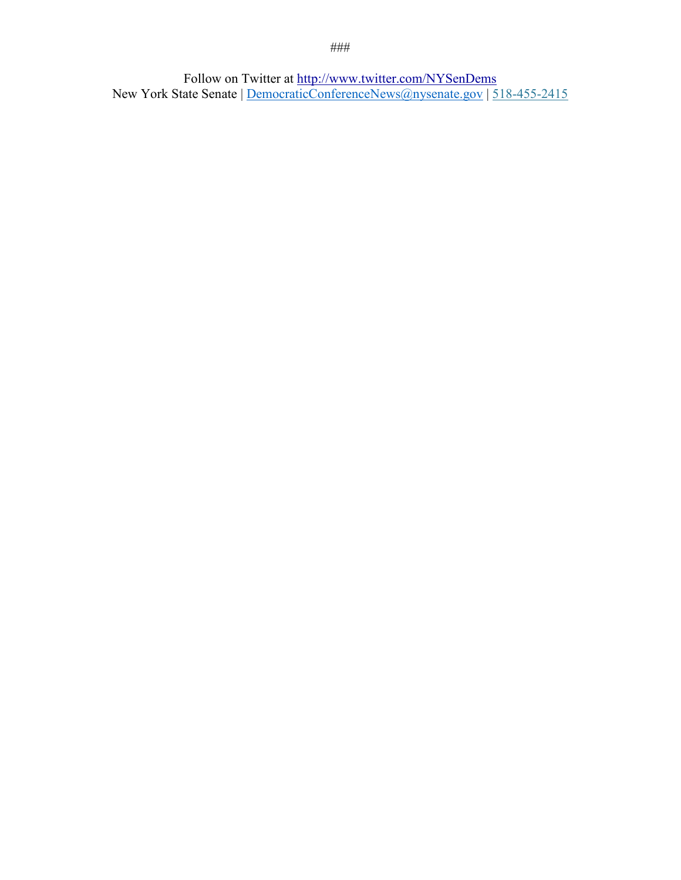###

Follow on Twitter at http://www.twitter.com/NYSenDems
New York State Senate | DemocraticConferenceNews@nysenate.gov | 518-455-2415